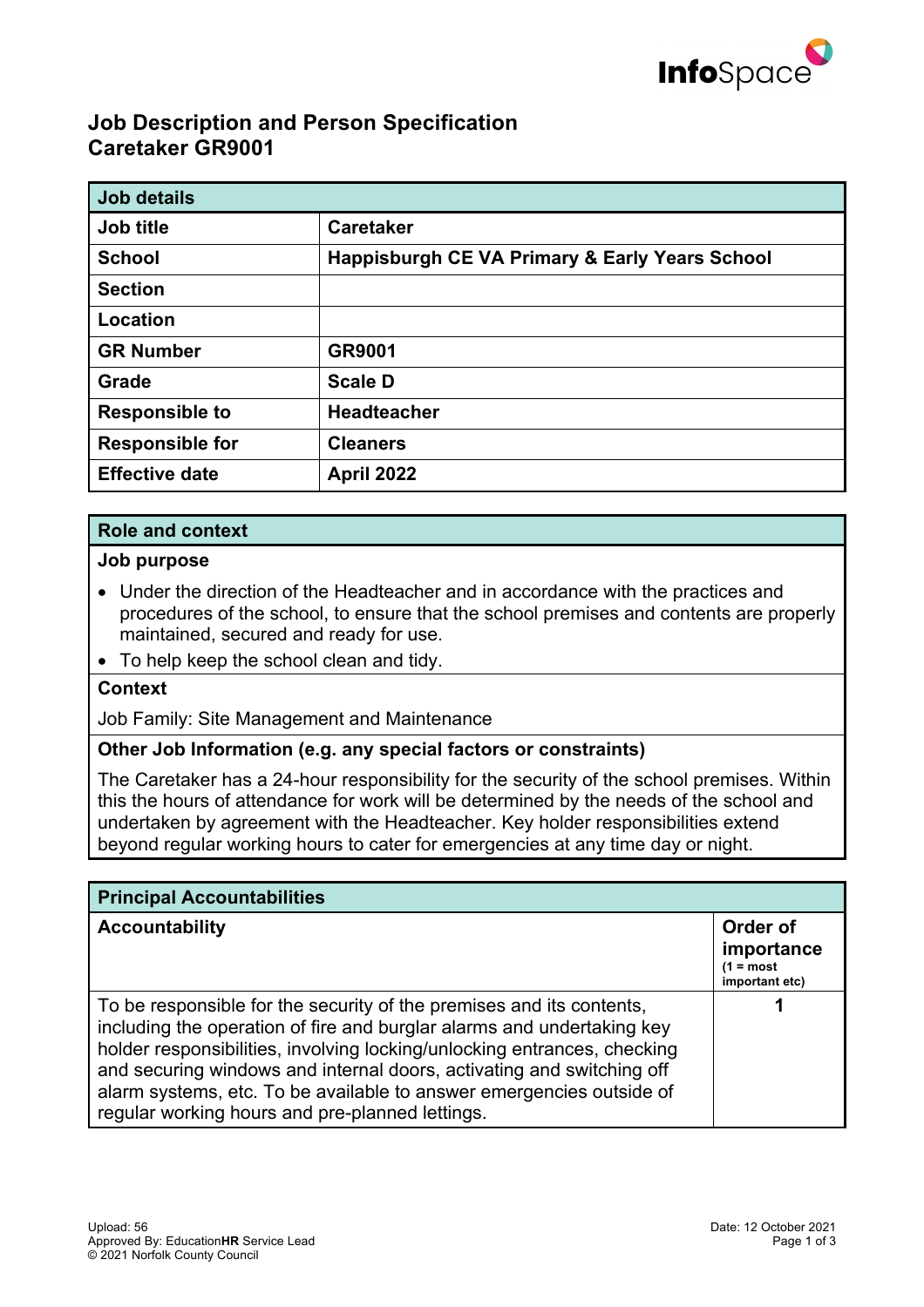# Job Description and Person Specification
## Caretaker GR9001

| Job details | |
|---|---|
| **Job title** | **Caretaker** |
| **School** | **Happisburgh CE VA Primary & Early Years School** |
| **Section** | |
| **Location** | |
| **GR Number** | **GR9001** |
| **Grade** | **Scale D** |
| **Responsible to** | **Headteacher** |
| **Responsible for** | **Cleaners** |
| **Effective date** | **April 2022** |

## Role and context

**Job purpose**

- Under the direction of the Headteacher and in accordance with the practices and procedures of the school, to ensure that the school premises and contents are properly maintained, secured and ready for use.
- To help keep the school clean and tidy.

**Context**

Job Family: Site Management and Maintenance

**Other Job Information (e.g. any special factors or constraints)**

The Caretaker has a 24-hour responsibility for the security of the school premises. Within this the hours of attendance for work will be determined by the needs of the school and undertaken by agreement with the Headteacher. Key holder responsibilities extend beyond regular working hours to cater for emergencies at any time day or night.

## Principal Accountabilities

| Accountability | Order of importance (1 = most important etc) |
|---|---|
| To be responsible for the security of the premises and its contents, including the operation of fire and burglar alarms and undertaking key holder responsibilities, involving locking/unlocking entrances, checking and securing windows and internal doors, activating and switching off alarm systems, etc. To be available to answer emergencies outside of regular working hours and pre-planned lettings. | 1 |

Upload: 56
Approved By: EducationHR Service Lead
© 2021 Norfolk County Council

Date: 12 October 2021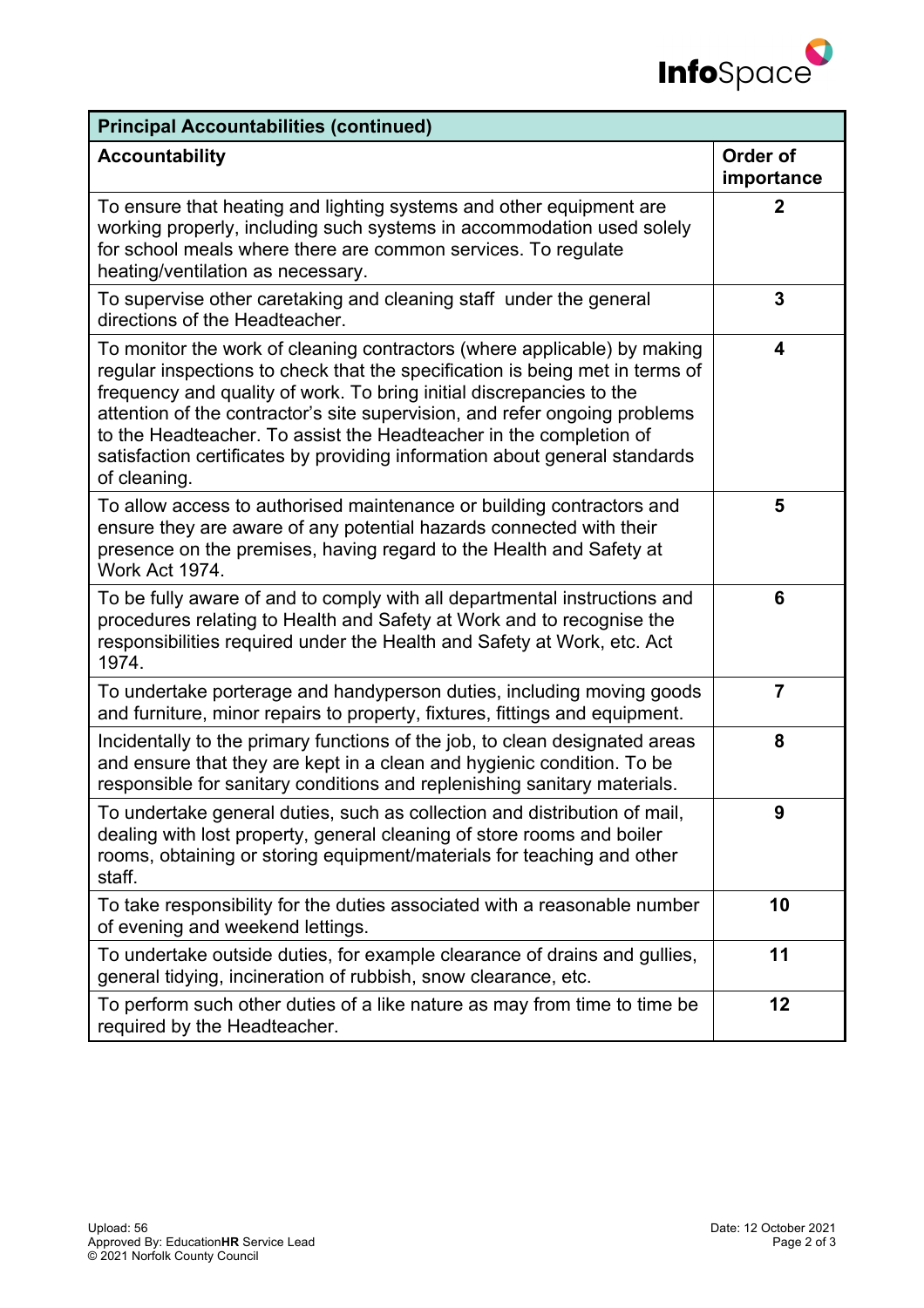| Principal Accountabilities (continued) | |
|---|---|
| **Accountability** | **Order of importance** |
| To ensure that heating and lighting systems and other equipment are working properly, including such systems in accommodation used solely for school meals where there are common services. To regulate heating/ventilation as necessary. | **2** |
| To supervise other caretaking and cleaning staff under the general directions of the Headteacher. | **3** |
| To monitor the work of cleaning contractors (where applicable) by making regular inspections to check that the specification is being met in terms of frequency and quality of work. To bring initial discrepancies to the attention of the contractor's site supervision, and refer ongoing problems to the Headteacher. To assist the Headteacher in the completion of satisfaction certificates by providing information about general standards of cleaning. | **4** |
| To allow access to authorised maintenance or building contractors and ensure they are aware of any potential hazards connected with their presence on the premises, having regard to the Health and Safety at Work Act 1974. | **5** |
| To be fully aware of and to comply with all departmental instructions and procedures relating to Health and Safety at Work and to recognise the responsibilities required under the Health and Safety at Work, etc. Act 1974. | **6** |
| To undertake porterage and handyperson duties, including moving goods and furniture, minor repairs to property, fixtures, fittings and equipment. | **7** |
| Incidentally to the primary functions of the job, to clean designated areas and ensure that they are kept in a clean and hygienic condition. To be responsible for sanitary conditions and replenishing sanitary materials. | **8** |
| To undertake general duties, such as collection and distribution of mail, dealing with lost property, general cleaning of store rooms and boiler rooms, obtaining or storing equipment/materials for teaching and other staff. | **9** |
| To take responsibility for the duties associated with a reasonable number of evening and weekend lettings. | **10** |
| To undertake outside duties, for example clearance of drains and gullies, general tidying, incineration of rubbish, snow clearance, etc. | **11** |
| To perform such other duties of a like nature as may from time to time be required by the Headteacher. | **12** |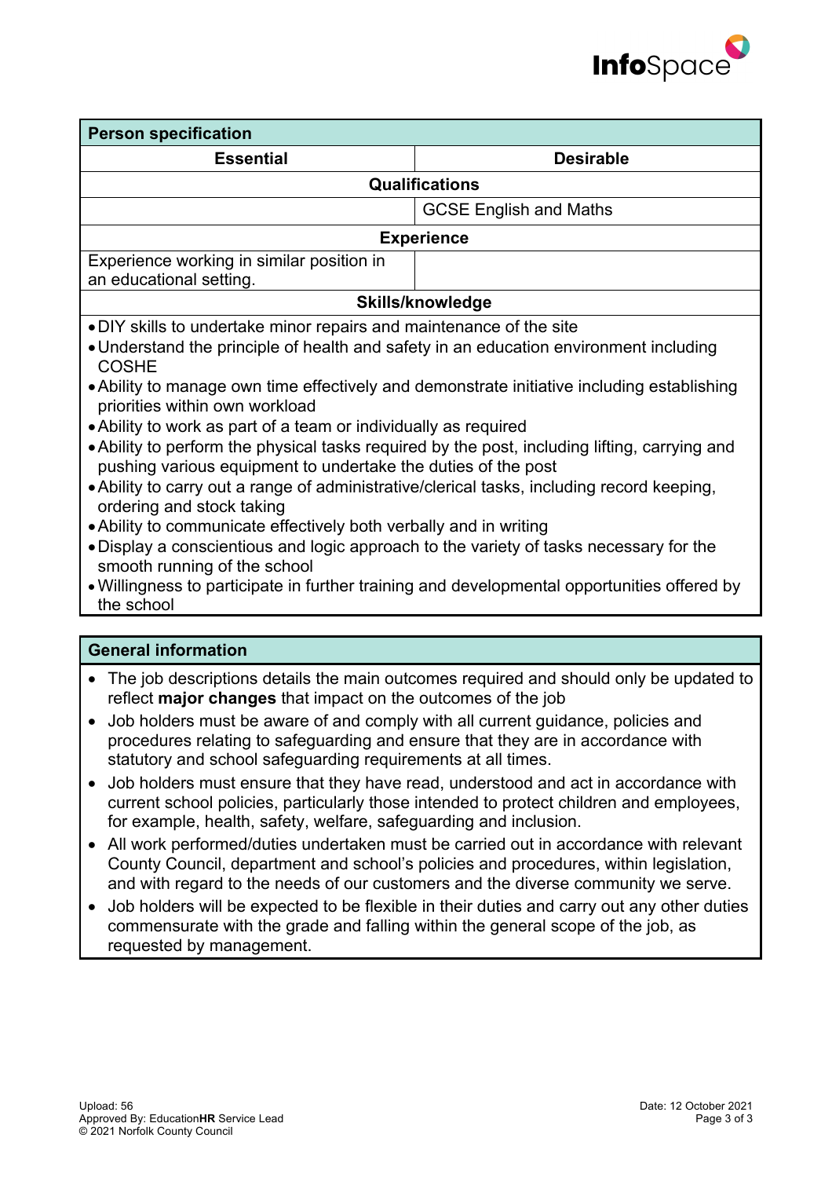## Person specification

| Essential | Desirable |
|---|---|
| **Qualifications** | |
| | GCSE English and Maths |
| **Experience** | |
| Experience working in similar position in an educational setting. | |

### Skills/knowledge

- DIY skills to undertake minor repairs and maintenance of the site
- Understand the principle of health and safety in an education environment including COSHE
- Ability to manage own time effectively and demonstrate initiative including establishing priorities within own workload
- Ability to work as part of a team or individually as required
- Ability to perform the physical tasks required by the post, including lifting, carrying and pushing various equipment to undertake the duties of the post
- Ability to carry out a range of administrative/clerical tasks, including record keeping, ordering and stock taking
- Ability to communicate effectively both verbally and in writing
- Display a conscientious and logic approach to the variety of tasks necessary for the smooth running of the school
- Willingness to participate in further training and developmental opportunities offered by the school

## General information

- The job descriptions details the main outcomes required and should only be updated to reflect **major changes** that impact on the outcomes of the job
- Job holders must be aware of and comply with all current guidance, policies and procedures relating to safeguarding and ensure that they are in accordance with statutory and school safeguarding requirements at all times.
- Job holders must ensure that they have read, understood and act in accordance with current school policies, particularly those intended to protect children and employees, for example, health, safety, welfare, safeguarding and inclusion.
- All work performed/duties undertaken must be carried out in accordance with relevant County Council, department and school's policies and procedures, within legislation, and with regard to the needs of our customers and the diverse community we serve.
- Job holders will be expected to be flexible in their duties and carry out any other duties commensurate with the grade and falling within the general scope of the job, as requested by management.

Upload: 56
Approved By: Education**HR** Service Lead
© 2021 Norfolk County Council

Date: 12 October 2021